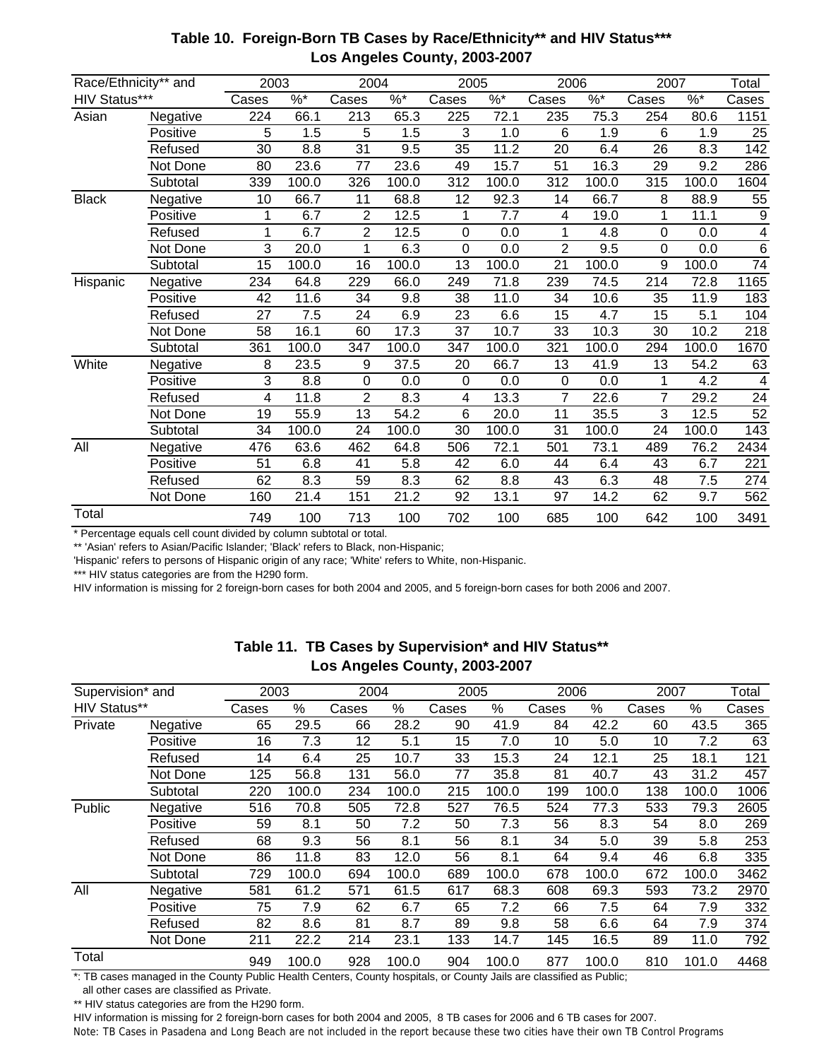## Table 10. Foreign-Born TB Cases by Race/Ethnicity** and HIV Status***
## Los Angeles County, 2003-2007

| Race/Ethnicity** and | | 2003 | | 2004 | | 2005 | | 2006 | | 2007 | | Total |
|---|---|---|---|---|---|---|---|---|---|---|---|---|
| HIV Status*** | | Cases | %* | Cases | %* | Cases | %* | Cases | %* | Cases | %* | Cases |
| Asian | Negative | 224 | 66.1 | 213 | 65.3 | 225 | 72.1 | 235 | 75.3 | 254 | 80.6 | 1151 |
| | Positive | 5 | 1.5 | 5 | 1.5 | 3 | 1.0 | 6 | 1.9 | 6 | 1.9 | 25 |
| | Refused | 30 | 8.8 | 31 | 9.5 | 35 | 11.2 | 20 | 6.4 | 26 | 8.3 | 142 |
| | Not Done | 80 | 23.6 | 77 | 23.6 | 49 | 15.7 | 51 | 16.3 | 29 | 9.2 | 286 |
| | Subtotal | 339 | 100.0 | 326 | 100.0 | 312 | 100.0 | 312 | 100.0 | 315 | 100.0 | 1604 |
| Black | Negative | 10 | 66.7 | 11 | 68.8 | 12 | 92.3 | 14 | 66.7 | 8 | 88.9 | 55 |
| | Positive | 1 | 6.7 | 2 | 12.5 | 1 | 7.7 | 4 | 19.0 | 1 | 11.1 | 9 |
| | Refused | 1 | 6.7 | 2 | 12.5 | 0 | 0.0 | 1 | 4.8 | 0 | 0.0 | 4 |
| | Not Done | 3 | 20.0 | 1 | 6.3 | 0 | 0.0 | 2 | 9.5 | 0 | 0.0 | 6 |
| | Subtotal | 15 | 100.0 | 16 | 100.0 | 13 | 100.0 | 21 | 100.0 | 9 | 100.0 | 74 |
| Hispanic | Negative | 234 | 64.8 | 229 | 66.0 | 249 | 71.8 | 239 | 74.5 | 214 | 72.8 | 1165 |
| | Positive | 42 | 11.6 | 34 | 9.8 | 38 | 11.0 | 34 | 10.6 | 35 | 11.9 | 183 |
| | Refused | 27 | 7.5 | 24 | 6.9 | 23 | 6.6 | 15 | 4.7 | 15 | 5.1 | 104 |
| | Not Done | 58 | 16.1 | 60 | 17.3 | 37 | 10.7 | 33 | 10.3 | 30 | 10.2 | 218 |
| | Subtotal | 361 | 100.0 | 347 | 100.0 | 347 | 100.0 | 321 | 100.0 | 294 | 100.0 | 1670 |
| White | Negative | 8 | 23.5 | 9 | 37.5 | 20 | 66.7 | 13 | 41.9 | 13 | 54.2 | 63 |
| | Positive | 3 | 8.8 | 0 | 0.0 | 0 | 0.0 | 0 | 0.0 | 1 | 4.2 | 4 |
| | Refused | 4 | 11.8 | 2 | 8.3 | 4 | 13.3 | 7 | 22.6 | 7 | 29.2 | 24 |
| | Not Done | 19 | 55.9 | 13 | 54.2 | 6 | 20.0 | 11 | 35.5 | 3 | 12.5 | 52 |
| | Subtotal | 34 | 100.0 | 24 | 100.0 | 30 | 100.0 | 31 | 100.0 | 24 | 100.0 | 143 |
| All | Negative | 476 | 63.6 | 462 | 64.8 | 506 | 72.1 | 501 | 73.1 | 489 | 76.2 | 2434 |
| | Positive | 51 | 6.8 | 41 | 5.8 | 42 | 6.0 | 44 | 6.4 | 43 | 6.7 | 221 |
| | Refused | 62 | 8.3 | 59 | 8.3 | 62 | 8.8 | 43 | 6.3 | 48 | 7.5 | 274 |
| | Not Done | 160 | 21.4 | 151 | 21.2 | 92 | 13.1 | 97 | 14.2 | 62 | 9.7 | 562 |
| Total | | 749 | 100 | 713 | 100 | 702 | 100 | 685 | 100 | 642 | 100 | 3491 |

* Percentage equals cell count divided by column subtotal or total.

** 'Asian' refers to Asian/Pacific Islander; 'Black' refers to Black, non-Hispanic;
'Hispanic' refers to persons of Hispanic origin of any race; 'White' refers to White, non-Hispanic.

*** HIV status categories are from the H290 form.

HIV information is missing for 2 foreign-born cases for both 2004 and 2005, and 5 foreign-born cases for both 2006 and 2007.

## Table 11. TB Cases by Supervision* and HIV Status**
## Los Angeles County, 2003-2007

| Supervision* and | | 2003 | | 2004 | | 2005 | | 2006 | | 2007 | | Total |
|---|---|---|---|---|---|---|---|---|---|---|---|---|
| HIV Status** | | Cases | % | Cases | % | Cases | % | Cases | % | Cases | % | Cases |
| Private | Negative | 65 | 29.5 | 66 | 28.2 | 90 | 41.9 | 84 | 42.2 | 60 | 43.5 | 365 |
| | Positive | 16 | 7.3 | 12 | 5.1 | 15 | 7.0 | 10 | 5.0 | 10 | 7.2 | 63 |
| | Refused | 14 | 6.4 | 25 | 10.7 | 33 | 15.3 | 24 | 12.1 | 25 | 18.1 | 121 |
| | Not Done | 125 | 56.8 | 131 | 56.0 | 77 | 35.8 | 81 | 40.7 | 43 | 31.2 | 457 |
| | Subtotal | 220 | 100.0 | 234 | 100.0 | 215 | 100.0 | 199 | 100.0 | 138 | 100.0 | 1006 |
| Public | Negative | 516 | 70.8 | 505 | 72.8 | 527 | 76.5 | 524 | 77.3 | 533 | 79.3 | 2605 |
| | Positive | 59 | 8.1 | 50 | 7.2 | 50 | 7.3 | 56 | 8.3 | 54 | 8.0 | 269 |
| | Refused | 68 | 9.3 | 56 | 8.1 | 56 | 8.1 | 34 | 5.0 | 39 | 5.8 | 253 |
| | Not Done | 86 | 11.8 | 83 | 12.0 | 56 | 8.1 | 64 | 9.4 | 46 | 6.8 | 335 |
| | Subtotal | 729 | 100.0 | 694 | 100.0 | 689 | 100.0 | 678 | 100.0 | 672 | 100.0 | 3462 |
| All | Negative | 581 | 61.2 | 571 | 61.5 | 617 | 68.3 | 608 | 69.3 | 593 | 73.2 | 2970 |
| | Positive | 75 | 7.9 | 62 | 6.7 | 65 | 7.2 | 66 | 7.5 | 64 | 7.9 | 332 |
| | Refused | 82 | 8.6 | 81 | 8.7 | 89 | 9.8 | 58 | 6.6 | 64 | 7.9 | 374 |
| | Not Done | 211 | 22.2 | 214 | 23.1 | 133 | 14.7 | 145 | 16.5 | 89 | 11.0 | 792 |
| Total | | 949 | 100.0 | 928 | 100.0 | 904 | 100.0 | 877 | 100.0 | 810 | 101.0 | 4468 |

*: TB cases managed in the County Public Health Centers, County hospitals, or County Jails are classified as Public;
all other cases are classified as Private.

** HIV status categories are from the H290 form.

HIV information is missing for 2 foreign-born cases for both 2004 and 2005, 8 TB cases for 2006 and 6 TB cases for 2007.

Note: TB Cases in Pasadena and Long Beach are not included in the report because these two cities have their own TB Control Programs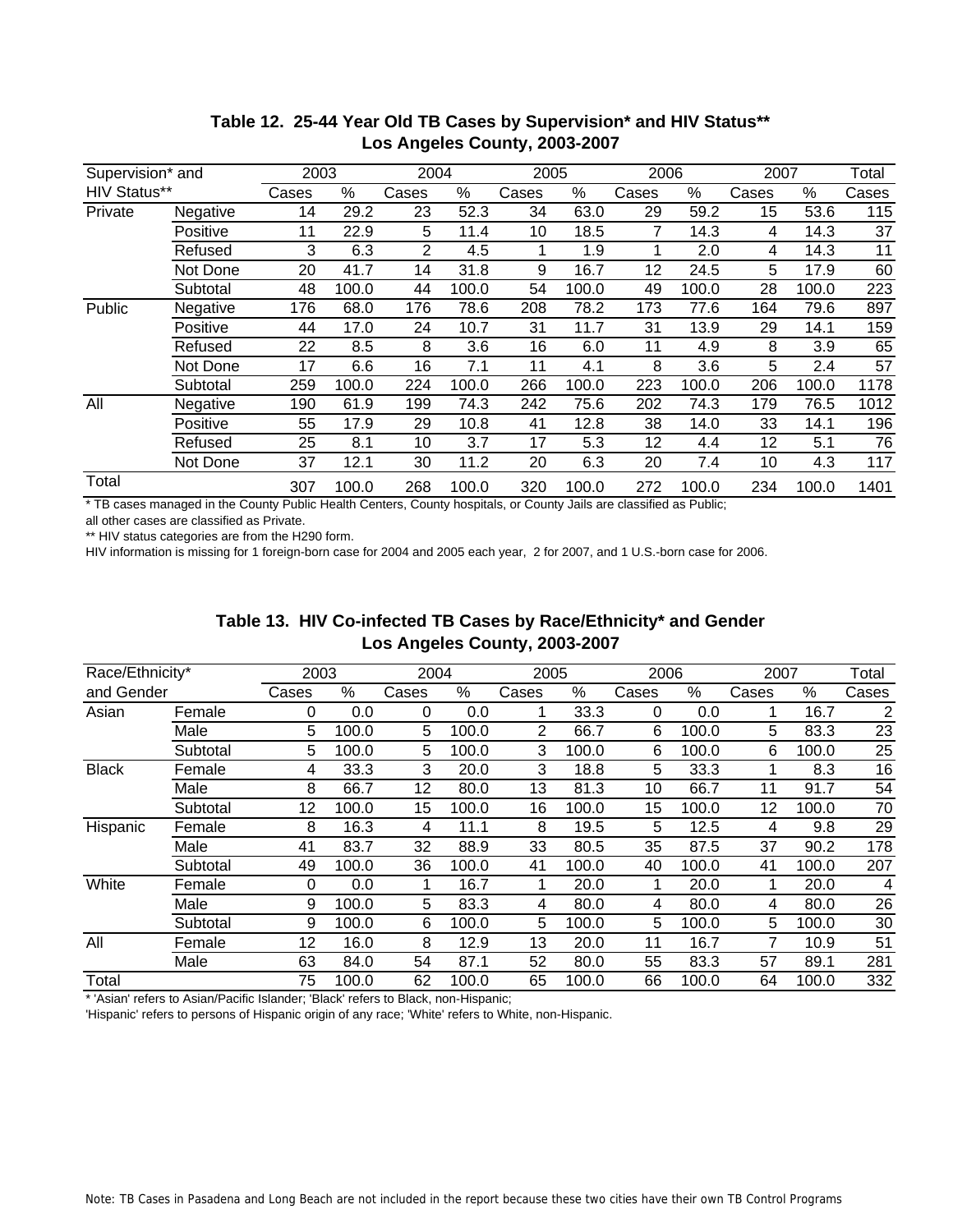## Table 12. 25-44 Year Old TB Cases by Supervision* and HIV Status** Los Angeles County, 2003-2007

| Supervision* and HIV Status** | | 2003 | | 2004 | | 2005 | | 2006 | | 2007 | | Total |
|---|---|---|---|---|---|---|---|---|---|---|---|---|
| | | Cases | % | Cases | % | Cases | % | Cases | % | Cases | % | Cases |
| Private | Negative | 14 | 29.2 | 23 | 52.3 | 34 | 63.0 | 29 | 59.2 | 15 | 53.6 | 115 |
| | Positive | 11 | 22.9 | 5 | 11.4 | 10 | 18.5 | 7 | 14.3 | 4 | 14.3 | 37 |
| | Refused | 3 | 6.3 | 2 | 4.5 | 1 | 1.9 | 1 | 2.0 | 4 | 14.3 | 11 |
| | Not Done | 20 | 41.7 | 14 | 31.8 | 9 | 16.7 | 12 | 24.5 | 5 | 17.9 | 60 |
| | Subtotal | 48 | 100.0 | 44 | 100.0 | 54 | 100.0 | 49 | 100.0 | 28 | 100.0 | 223 |
| Public | Negative | 176 | 68.0 | 176 | 78.6 | 208 | 78.2 | 173 | 77.6 | 164 | 79.6 | 897 |
| | Positive | 44 | 17.0 | 24 | 10.7 | 31 | 11.7 | 31 | 13.9 | 29 | 14.1 | 159 |
| | Refused | 22 | 8.5 | 8 | 3.6 | 16 | 6.0 | 11 | 4.9 | 8 | 3.9 | 65 |
| | Not Done | 17 | 6.6 | 16 | 7.1 | 11 | 4.1 | 8 | 3.6 | 5 | 2.4 | 57 |
| | Subtotal | 259 | 100.0 | 224 | 100.0 | 266 | 100.0 | 223 | 100.0 | 206 | 100.0 | 1178 |
| All | Negative | 190 | 61.9 | 199 | 74.3 | 242 | 75.6 | 202 | 74.3 | 179 | 76.5 | 1012 |
| | Positive | 55 | 17.9 | 29 | 10.8 | 41 | 12.8 | 38 | 14.0 | 33 | 14.1 | 196 |
| | Refused | 25 | 8.1 | 10 | 3.7 | 17 | 5.3 | 12 | 4.4 | 12 | 5.1 | 76 |
| | Not Done | 37 | 12.1 | 30 | 11.2 | 20 | 6.3 | 20 | 7.4 | 10 | 4.3 | 117 |
| Total | | 307 | 100.0 | 268 | 100.0 | 320 | 100.0 | 272 | 100.0 | 234 | 100.0 | 1401 |

* TB cases managed in the County Public Health Centers, County hospitals, or County Jails are classified as Public; all other cases are classified as Private.

** HIV status categories are from the H290 form.

HIV information is missing for 1 foreign-born case for 2004 and 2005 each year, 2 for 2007, and 1 U.S.-born case for 2006.

## Table 13. HIV Co-infected TB Cases by Race/Ethnicity* and Gender Los Angeles County, 2003-2007

| Race/Ethnicity* and Gender | | 2003 | | 2004 | | 2005 | | 2006 | | 2007 | | Total |
|---|---|---|---|---|---|---|---|---|---|---|---|---|
| | | Cases | % | Cases | % | Cases | % | Cases | % | Cases | % | Cases |
| Asian | Female | 0 | 0.0 | 0 | 0.0 | 1 | 33.3 | 0 | 0.0 | 1 | 16.7 | 2 |
| | Male | 5 | 100.0 | 5 | 100.0 | 2 | 66.7 | 6 | 100.0 | 5 | 83.3 | 23 |
| | Subtotal | 5 | 100.0 | 5 | 100.0 | 3 | 100.0 | 6 | 100.0 | 6 | 100.0 | 25 |
| Black | Female | 4 | 33.3 | 3 | 20.0 | 3 | 18.8 | 5 | 33.3 | 1 | 8.3 | 16 |
| | Male | 8 | 66.7 | 12 | 80.0 | 13 | 81.3 | 10 | 66.7 | 11 | 91.7 | 54 |
| | Subtotal | 12 | 100.0 | 15 | 100.0 | 16 | 100.0 | 15 | 100.0 | 12 | 100.0 | 70 |
| Hispanic | Female | 8 | 16.3 | 4 | 11.1 | 8 | 19.5 | 5 | 12.5 | 4 | 9.8 | 29 |
| | Male | 41 | 83.7 | 32 | 88.9 | 33 | 80.5 | 35 | 87.5 | 37 | 90.2 | 178 |
| | Subtotal | 49 | 100.0 | 36 | 100.0 | 41 | 100.0 | 40 | 100.0 | 41 | 100.0 | 207 |
| White | Female | 0 | 0.0 | 1 | 16.7 | 1 | 20.0 | 1 | 20.0 | 1 | 20.0 | 4 |
| | Male | 9 | 100.0 | 5 | 83.3 | 4 | 80.0 | 4 | 80.0 | 4 | 80.0 | 26 |
| | Subtotal | 9 | 100.0 | 6 | 100.0 | 5 | 100.0 | 5 | 100.0 | 5 | 100.0 | 30 |
| All | Female | 12 | 16.0 | 8 | 12.9 | 13 | 20.0 | 11 | 16.7 | 7 | 10.9 | 51 |
| | Male | 63 | 84.0 | 54 | 87.1 | 52 | 80.0 | 55 | 83.3 | 57 | 89.1 | 281 |
| Total | | 75 | 100.0 | 62 | 100.0 | 65 | 100.0 | 66 | 100.0 | 64 | 100.0 | 332 |

* 'Asian' refers to Asian/Pacific Islander; 'Black' refers to Black, non-Hispanic; 'Hispanic' refers to persons of Hispanic origin of any race; 'White' refers to White, non-Hispanic.

Note: TB Cases in Pasadena and Long Beach are not included in the report because these two cities have their own TB Control Programs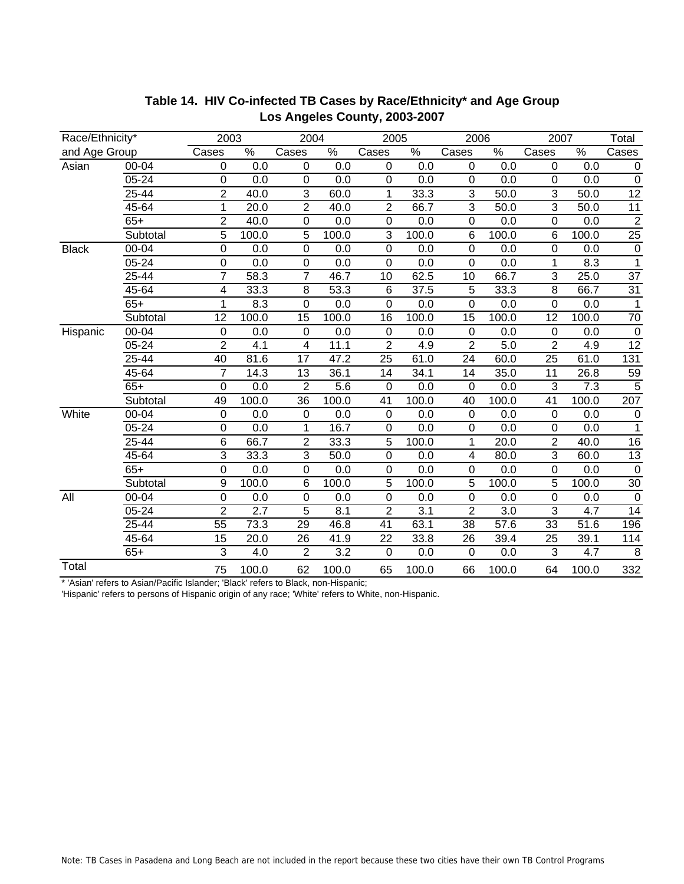**Table 14. HIV Co-infected TB Cases by Race/Ethnicity* and Age Group**
**Los Angeles County, 2003-2007**

| Race/Ethnicity* | | 2003 | | 2004 | | 2005 | | 2006 | | 2007 | | Total |
|---|---|---|---|---|---|---|---|---|---|---|---|---|
| and Age Group | | Cases | % | Cases | % | Cases | % | Cases | % | Cases | % | Cases |
| Asian | 00-04 | 0 | 0.0 | 0 | 0.0 | 0 | 0.0 | 0 | 0.0 | 0 | 0.0 | 0 |
| | 05-24 | 0 | 0.0 | 0 | 0.0 | 0 | 0.0 | 0 | 0.0 | 0 | 0.0 | 0 |
| | 25-44 | 2 | 40.0 | 3 | 60.0 | 1 | 33.3 | 3 | 50.0 | 3 | 50.0 | 12 |
| | 45-64 | 1 | 20.0 | 2 | 40.0 | 2 | 66.7 | 3 | 50.0 | 3 | 50.0 | 11 |
| | 65+ | 2 | 40.0 | 0 | 0.0 | 0 | 0.0 | 0 | 0.0 | 0 | 0.0 | 2 |
| | Subtotal | 5 | 100.0 | 5 | 100.0 | 3 | 100.0 | 6 | 100.0 | 6 | 100.0 | 25 |
| Black | 00-04 | 0 | 0.0 | 0 | 0.0 | 0 | 0.0 | 0 | 0.0 | 0 | 0.0 | 0 |
| | 05-24 | 0 | 0.0 | 0 | 0.0 | 0 | 0.0 | 0 | 0.0 | 1 | 8.3 | 1 |
| | 25-44 | 7 | 58.3 | 7 | 46.7 | 10 | 62.5 | 10 | 66.7 | 3 | 25.0 | 37 |
| | 45-64 | 4 | 33.3 | 8 | 53.3 | 6 | 37.5 | 5 | 33.3 | 8 | 66.7 | 31 |
| | 65+ | 1 | 8.3 | 0 | 0.0 | 0 | 0.0 | 0 | 0.0 | 0 | 0.0 | 1 |
| | Subtotal | 12 | 100.0 | 15 | 100.0 | 16 | 100.0 | 15 | 100.0 | 12 | 100.0 | 70 |
| Hispanic | 00-04 | 0 | 0.0 | 0 | 0.0 | 0 | 0.0 | 0 | 0.0 | 0 | 0.0 | 0 |
| | 05-24 | 2 | 4.1 | 4 | 11.1 | 2 | 4.9 | 2 | 5.0 | 2 | 4.9 | 12 |
| | 25-44 | 40 | 81.6 | 17 | 47.2 | 25 | 61.0 | 24 | 60.0 | 25 | 61.0 | 131 |
| | 45-64 | 7 | 14.3 | 13 | 36.1 | 14 | 34.1 | 14 | 35.0 | 11 | 26.8 | 59 |
| | 65+ | 0 | 0.0 | 2 | 5.6 | 0 | 0.0 | 0 | 0.0 | 3 | 7.3 | 5 |
| | Subtotal | 49 | 100.0 | 36 | 100.0 | 41 | 100.0 | 40 | 100.0 | 41 | 100.0 | 207 |
| White | 00-04 | 0 | 0.0 | 0 | 0.0 | 0 | 0.0 | 0 | 0.0 | 0 | 0.0 | 0 |
| | 05-24 | 0 | 0.0 | 1 | 16.7 | 0 | 0.0 | 0 | 0.0 | 0 | 0.0 | 1 |
| | 25-44 | 6 | 66.7 | 2 | 33.3 | 5 | 100.0 | 1 | 20.0 | 2 | 40.0 | 16 |
| | 45-64 | 3 | 33.3 | 3 | 50.0 | 0 | 0.0 | 4 | 80.0 | 3 | 60.0 | 13 |
| | 65+ | 0 | 0.0 | 0 | 0.0 | 0 | 0.0 | 0 | 0.0 | 0 | 0.0 | 0 |
| | Subtotal | 9 | 100.0 | 6 | 100.0 | 5 | 100.0 | 5 | 100.0 | 5 | 100.0 | 30 |
| All | 00-04 | 0 | 0.0 | 0 | 0.0 | 0 | 0.0 | 0 | 0.0 | 0 | 0.0 | 0 |
| | 05-24 | 2 | 2.7 | 5 | 8.1 | 2 | 3.1 | 2 | 3.0 | 3 | 4.7 | 14 |
| | 25-44 | 55 | 73.3 | 29 | 46.8 | 41 | 63.1 | 38 | 57.6 | 33 | 51.6 | 196 |
| | 45-64 | 15 | 20.0 | 26 | 41.9 | 22 | 33.8 | 26 | 39.4 | 25 | 39.1 | 114 |
| | 65+ | 3 | 4.0 | 2 | 3.2 | 0 | 0.0 | 0 | 0.0 | 3 | 4.7 | 8 |
| Total | | 75 | 100.0 | 62 | 100.0 | 65 | 100.0 | 66 | 100.0 | 64 | 100.0 | 332 |

* 'Asian' refers to Asian/Pacific Islander; 'Black' refers to Black, non-Hispanic;
'Hispanic' refers to persons of Hispanic origin of any race; 'White' refers to White, non-Hispanic.

Note: TB Cases in Pasadena and Long Beach are not included in the report because these two cities have their own TB Control Programs